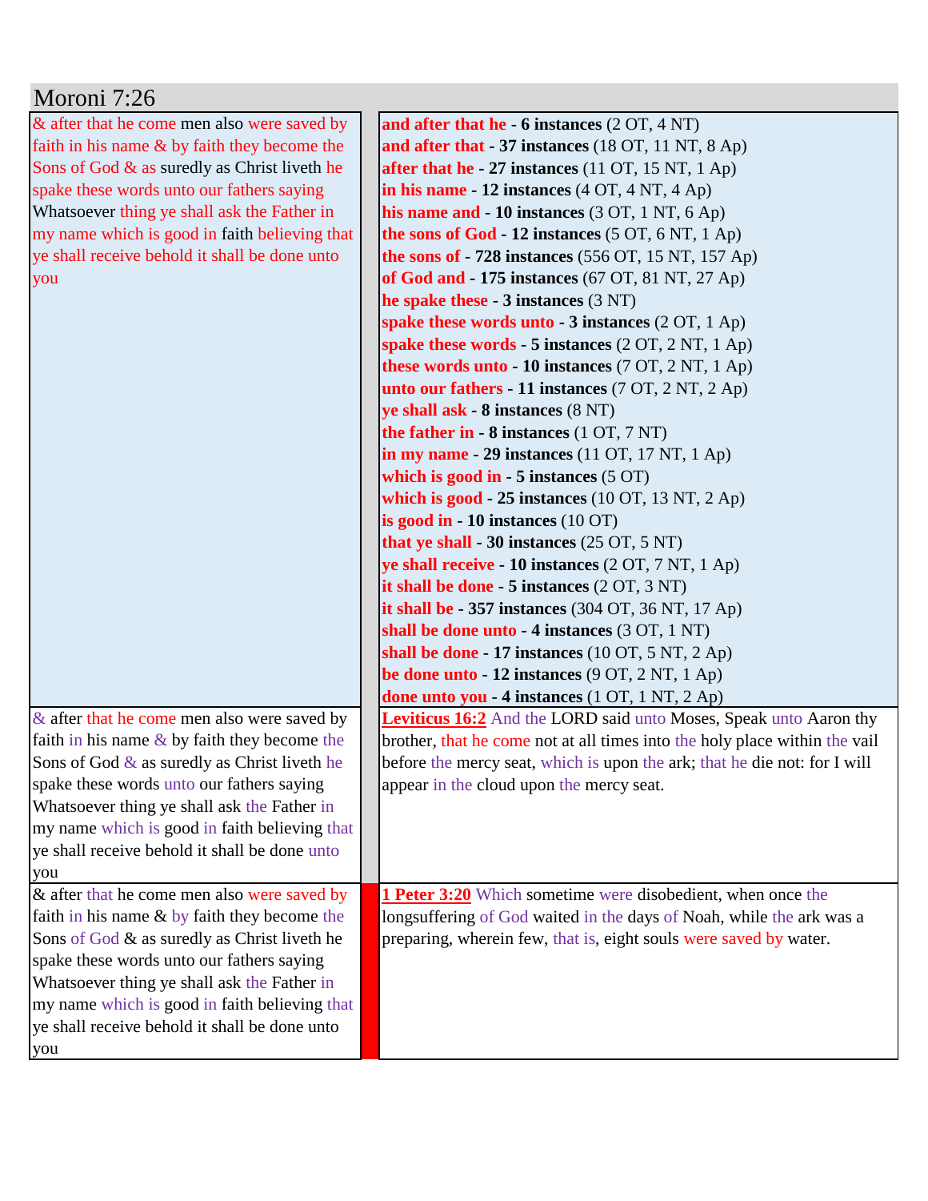# Moroni 7:26

| | |
|---|---|
| & after that he come men also were saved by faith in his name & by faith they become the Sons of God & as suredly as Christ liveth he spake these words unto our fathers saying Whatsoever thing ye shall ask the Father in my name which is good in faith believing that ye shall receive behold it shall be done unto you | **and after that he - 6 instances** (2 OT, 4 NT)<br>**and after that - 37 instances** (18 OT, 11 NT, 8 Ap)<br>**after that he - 27 instances** (11 OT, 15 NT, 1 Ap)<br>**in his name - 12 instances** (4 OT, 4 NT, 4 Ap)<br>**his name and - 10 instances** (3 OT, 1 NT, 6 Ap)<br>**the sons of God - 12 instances** (5 OT, 6 NT, 1 Ap)<br>**the sons of - 728 instances** (556 OT, 15 NT, 157 Ap)<br>**of God and - 175 instances** (67 OT, 81 NT, 27 Ap)<br>**he spake these - 3 instances** (3 NT)<br>**spake these words unto - 3 instances** (2 OT, 1 Ap)<br>**spake these words - 5 instances** (2 OT, 2 NT, 1 Ap)<br>**these words unto - 10 instances** (7 OT, 2 NT, 1 Ap)<br>**unto our fathers - 11 instances** (7 OT, 2 NT, 2 Ap)<br>**ye shall ask - 8 instances** (8 NT)<br>**the father in - 8 instances** (1 OT, 7 NT)<br>**in my name - 29 instances** (11 OT, 17 NT, 1 Ap)<br>**which is good in - 5 instances** (5 OT)<br>**which is good - 25 instances** (10 OT, 13 NT, 2 Ap)<br>**is good in - 10 instances** (10 OT)<br>**that ye shall - 30 instances** (25 OT, 5 NT)<br>**ye shall receive - 10 instances** (2 OT, 7 NT, 1 Ap)<br>**it shall be done - 5 instances** (2 OT, 3 NT)<br>**it shall be - 357 instances** (304 OT, 36 NT, 17 Ap)<br>**shall be done unto - 4 instances** (3 OT, 1 NT)<br>**shall be done - 17 instances** (10 OT, 5 NT, 2 Ap)<br>**be done unto - 12 instances** (9 OT, 2 NT, 1 Ap)<br>**done unto you - 4 instances** (1 OT, 1 NT, 2 Ap) |
| & after that he come men also were saved by faith in his name & by faith they become the Sons of God & as suredly as Christ liveth he spake these words unto our fathers saying Whatsoever thing ye shall ask the Father in my name which is good in faith believing that ye shall receive behold it shall be done unto you | **Leviticus 16:2** And the LORD said unto Moses, Speak unto Aaron thy brother, that he come not at all times into the holy place within the vail before the mercy seat, which is upon the ark; that he die not: for I will appear in the cloud upon the mercy seat. |
| & after that he come men also were saved by faith in his name & by faith they become the Sons of God & as suredly as Christ liveth he spake these words unto our fathers saying Whatsoever thing ye shall ask the Father in my name which is good in faith believing that ye shall receive behold it shall be done unto you | **1 Peter 3:20** Which sometime were disobedient, when once the longsuffering of God waited in the days of Noah, while the ark was a preparing, wherein few, that is, eight souls were saved by water. |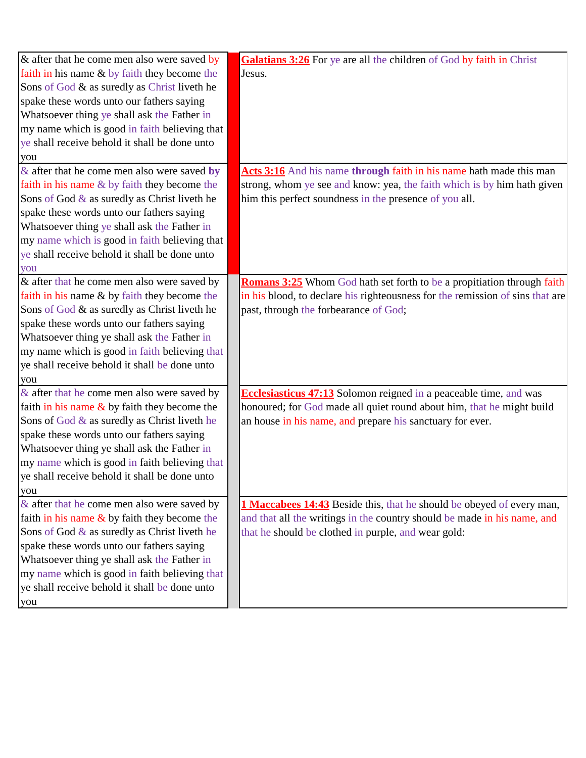| | | |
|---|---|---|
| & after that he come men also were saved by faith in his name & by faith they become the Sons of God & as suredly as Christ liveth he spake these words unto our fathers saying Whatsoever thing ye shall ask the Father in my name which is good in faith believing that ye shall receive behold it shall be done unto you | | **Galatians 3:26** For ye are all the children of God by faith in Christ Jesus. |
| & after that he come men also were saved **by** faith in his name & by faith they become the Sons of God & as suredly as Christ liveth he spake these words unto our fathers saying Whatsoever thing ye shall ask the Father in my name which is good in faith believing that ye shall receive behold it shall be done unto you | | **Acts 3:16** And his name **through** faith in his name hath made this man strong, whom ye see and know: yea, the faith which is by him hath given him this perfect soundness in the presence of you all. |
| & after that he come men also were saved by faith in his name & by faith they become the Sons of God & as suredly as Christ liveth he spake these words unto our fathers saying Whatsoever thing ye shall ask the Father in my name which is good in faith believing that ye shall receive behold it shall be done unto you | | **Romans 3:25** Whom God hath set forth to be a propitiation through faith in his blood, to declare his righteousness for the remission of sins that are past, through the forbearance of God; |
| & after that he come men also were saved by faith in his name & by faith they become the Sons of God & as suredly as Christ liveth he spake these words unto our fathers saying Whatsoever thing ye shall ask the Father in my name which is good in faith believing that ye shall receive behold it shall be done unto you | | **Ecclesiasticus 47:13** Solomon reigned in a peaceable time, and was honoured; for God made all quiet round about him, that he might build an house in his name, and prepare his sanctuary for ever. |
| & after that he come men also were saved by faith in his name & by faith they become the Sons of God & as suredly as Christ liveth he spake these words unto our fathers saying Whatsoever thing ye shall ask the Father in my name which is good in faith believing that ye shall receive behold it shall be done unto you | | **1 Maccabees 14:43** Beside this, that he should be obeyed of every man, and that all the writings in the country should be made in his name, and that he should be clothed in purple, and wear gold: |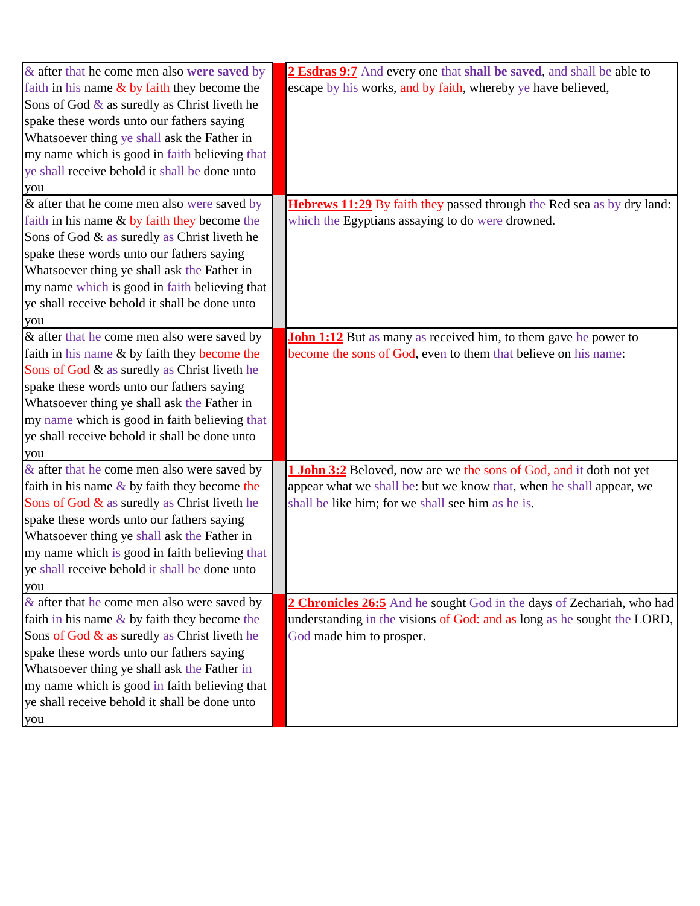| | | |
|---|---|---|
| & after that he come men also **were saved** by faith in his name & by faith they become the Sons of God & as suredly as Christ liveth he spake these words unto our fathers saying Whatsoever thing ye shall ask the Father in my name which is good in faith believing that ye shall receive behold it shall be done unto you | | **2 Esdras 9:7** And every one that **shall be saved**, and shall be able to escape by his works, and by faith, whereby ye have believed, |
| & after that he come men also were saved by faith in his name & by faith they become the Sons of God & as suredly as Christ liveth he spake these words unto our fathers saying Whatsoever thing ye shall ask the Father in my name which is good in faith believing that ye shall receive behold it shall be done unto you | | **Hebrews 11:29** By faith they passed through the Red sea as by dry land: which the Egyptians assaying to do were drowned. |
| & after that he come men also were saved by faith in his name & by faith they become the Sons of God & as suredly as Christ liveth he spake these words unto our fathers saying Whatsoever thing ye shall ask the Father in my name which is good in faith believing that ye shall receive behold it shall be done unto you | | **John 1:12** But as many as received him, to them gave he power to become the sons of God, even to them that believe on his name: |
| & after that he come men also were saved by faith in his name & by faith they become the Sons of God & as suredly as Christ liveth he spake these words unto our fathers saying Whatsoever thing ye shall ask the Father in my name which is good in faith believing that ye shall receive behold it shall be done unto you | | **1 John 3:2** Beloved, now are we the sons of God, and it doth not yet appear what we shall be: but we know that, when he shall appear, we shall be like him; for we shall see him as he is. |
| & after that he come men also were saved by faith in his name & by faith they become the Sons of God & as suredly as Christ liveth he spake these words unto our fathers saying Whatsoever thing ye shall ask the Father in my name which is good in faith believing that ye shall receive behold it shall be done unto you | | **2 Chronicles 26:5** And he sought God in the days of Zechariah, who had understanding in the visions of God: and as long as he sought the LORD, God made him to prosper. |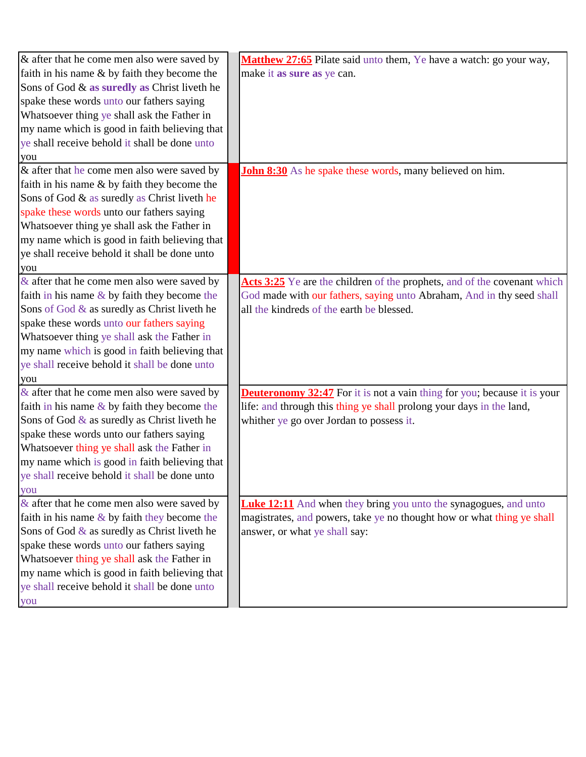| | | |
|---|---|---|
| & after that he come men also were saved by faith in his name & by faith they become the Sons of God & **as suredly as** Christ liveth he spake these words unto our fathers saying Whatsoever thing ye shall ask the Father in my name which is good in faith believing that ye shall receive behold it shall be done unto you | | **Matthew 27:65** Pilate said unto them, Ye have a watch: go your way, make it **as sure as** ye can. |
| & after that he come men also were saved by faith in his name & by faith they become the Sons of God & as suredly as Christ liveth he spake these words unto our fathers saying Whatsoever thing ye shall ask the Father in my name which is good in faith believing that ye shall receive behold it shall be done unto you | | **John 8:30** As he spake these words, many believed on him. |
| & after that he come men also were saved by faith in his name & by faith they become the Sons of God & as suredly as Christ liveth he spake these words unto our fathers saying Whatsoever thing ye shall ask the Father in my name which is good in faith believing that ye shall receive behold it shall be done unto you | | **Acts 3:25** Ye are the children of the prophets, and of the covenant which God made with our fathers, saying unto Abraham, And in thy seed shall all the kindreds of the earth be blessed. |
| & after that he come men also were saved by faith in his name & by faith they become the Sons of God & as suredly as Christ liveth he spake these words unto our fathers saying Whatsoever thing ye shall ask the Father in my name which is good in faith believing that ye shall receive behold it shall be done unto you | | **Deuteronomy 32:47** For it is not a vain thing for you; because it is your life: and through this thing ye shall prolong your days in the land, whither ye go over Jordan to possess it. |
| & after that he come men also were saved by faith in his name & by faith they become the Sons of God & as suredly as Christ liveth he spake these words unto our fathers saying Whatsoever thing ye shall ask the Father in my name which is good in faith believing that ye shall receive behold it shall be done unto you | | **Luke 12:11** And when they bring you unto the synagogues, and unto magistrates, and powers, take ye no thought how or what thing ye shall answer, or what ye shall say: |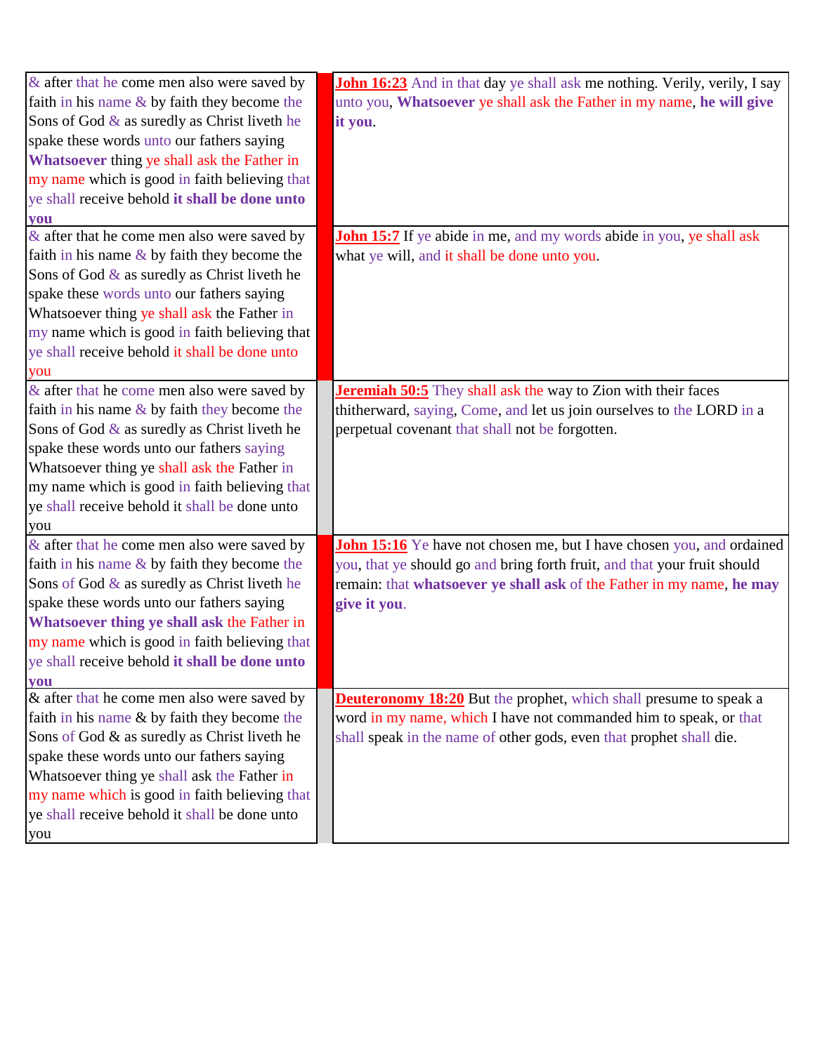| | | |
|---|---|---|
| & after that he come men also were saved by faith in his name & by faith they become the Sons of God & as suredly as Christ liveth he spake these words unto our fathers saying **Whatsoever** thing ye shall ask the Father in my name which is good in faith believing that ye shall receive behold **it shall be done unto you** | | **John 16:23** And in that day ye shall ask me nothing. Verily, verily, I say unto you, **Whatsoever** ye shall ask the Father in my name, **he will give it you**. |
| & after that he come men also were saved by faith in his name & by faith they become the Sons of God & as suredly as Christ liveth he spake these words unto our fathers saying Whatsoever thing ye shall ask the Father in my name which is good in faith believing that ye shall receive behold it shall be done unto you | | **John 15:7** If ye abide in me, and my words abide in you, ye shall ask what ye will, and it shall be done unto you. |
| & after that he come men also were saved by faith in his name & by faith they become the Sons of God & as suredly as Christ liveth he spake these words unto our fathers saying Whatsoever thing ye shall ask the Father in my name which is good in faith believing that ye shall receive behold it shall be done unto you | | **Jeremiah 50:5** They shall ask the way to Zion with their faces thitherward, saying, Come, and let us join ourselves to the LORD in a perpetual covenant that shall not be forgotten. |
| & after that he come men also were saved by faith in his name & by faith they become the Sons of God & as suredly as Christ liveth he spake these words unto our fathers saying **Whatsoever thing ye shall ask** the Father in my name which is good in faith believing that ye shall receive behold **it shall be done unto you** | | **John 15:16** Ye have not chosen me, but I have chosen you, and ordained you, that ye should go and bring forth fruit, and that your fruit should remain: that **whatsoever ye shall ask** of the Father in my name, **he may give it you**. |
| & after that he come men also were saved by faith in his name & by faith they become the Sons of God & as suredly as Christ liveth he spake these words unto our fathers saying Whatsoever thing ye shall ask the Father in my name which is good in faith believing that ye shall receive behold it shall be done unto you | | **Deuteronomy 18:20** But the prophet, which shall presume to speak a word in my name, which I have not commanded him to speak, or that shall speak in the name of other gods, even that prophet shall die. |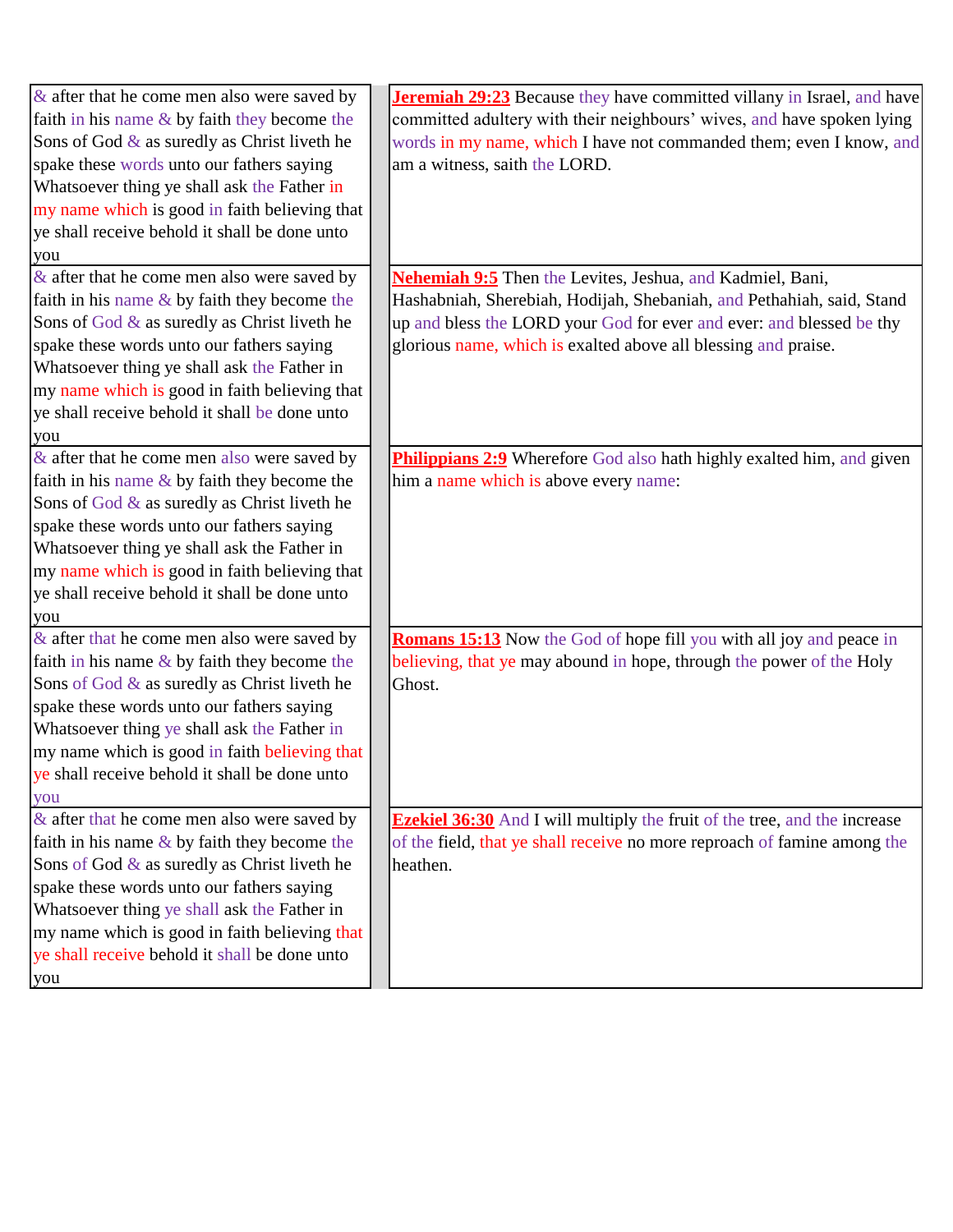| | |
|---|---|
| & after that he come men also were saved by faith in his name & by faith they become the Sons of God & as suredly as Christ liveth he spake these words unto our fathers saying Whatsoever thing ye shall ask the Father in my name which is good in faith believing that ye shall receive behold it shall be done unto you | **Jeremiah 29:23** Because they have committed villany in Israel, and have committed adultery with their neighbours' wives, and have spoken lying words in my name, which I have not commanded them; even I know, and am a witness, saith the LORD. |
| & after that he come men also were saved by faith in his name & by faith they become the Sons of God & as suredly as Christ liveth he spake these words unto our fathers saying Whatsoever thing ye shall ask the Father in my name which is good in faith believing that ye shall receive behold it shall be done unto you | **Nehemiah 9:5** Then the Levites, Jeshua, and Kadmiel, Bani, Hashabniah, Sherebiah, Hodijah, Shebaniah, and Pethahiah, said, Stand up and bless the LORD your God for ever and ever: and blessed be thy glorious name, which is exalted above all blessing and praise. |
| & after that he come men also were saved by faith in his name & by faith they become the Sons of God & as suredly as Christ liveth he spake these words unto our fathers saying Whatsoever thing ye shall ask the Father in my name which is good in faith believing that ye shall receive behold it shall be done unto you | **Philippians 2:9** Wherefore God also hath highly exalted him, and given him a name which is above every name: |
| & after that he come men also were saved by faith in his name & by faith they become the Sons of God & as suredly as Christ liveth he spake these words unto our fathers saying Whatsoever thing ye shall ask the Father in my name which is good in faith believing that ye shall receive behold it shall be done unto you | **Romans 15:13** Now the God of hope fill you with all joy and peace in believing, that ye may abound in hope, through the power of the Holy Ghost. |
| & after that he come men also were saved by faith in his name & by faith they become the Sons of God & as suredly as Christ liveth he spake these words unto our fathers saying Whatsoever thing ye shall ask the Father in my name which is good in faith believing that ye shall receive behold it shall be done unto you | **Ezekiel 36:30** And I will multiply the fruit of the tree, and the increase of the field, that ye shall receive no more reproach of famine among the heathen. |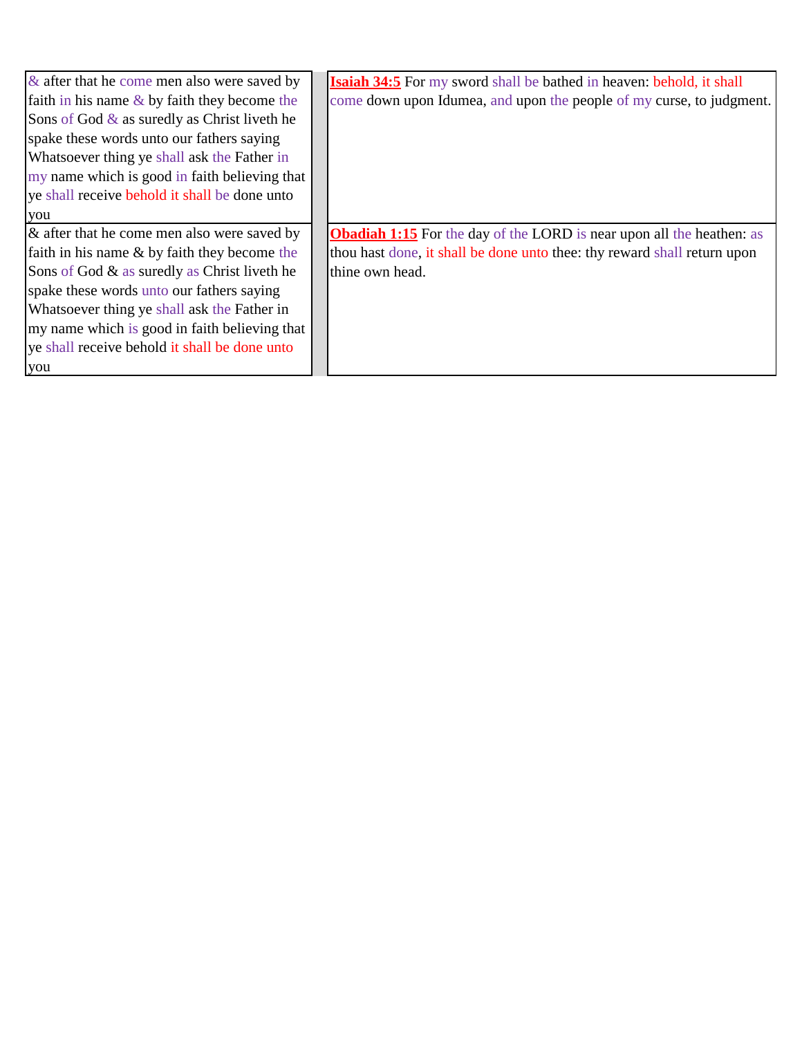| | |
|---|---|
| & after that he come men also were saved by faith in his name & by faith they become the Sons of God & as suredly as Christ liveth he spake these words unto our fathers saying Whatsoever thing ye shall ask the Father in my name which is good in faith believing that ye shall receive behold it shall be done unto you | **Isaiah 34:5** For my sword shall be bathed in heaven: behold, it shall come down upon Idumea, and upon the people of my curse, to judgment. |
| & after that he come men also were saved by faith in his name & by faith they become the Sons of God & as suredly as Christ liveth he spake these words unto our fathers saying Whatsoever thing ye shall ask the Father in my name which is good in faith believing that ye shall receive behold it shall be done unto you | **Obadiah 1:15** For the day of the LORD is near upon all the heathen: as thou hast done, it shall be done unto thee: thy reward shall return upon thine own head. |